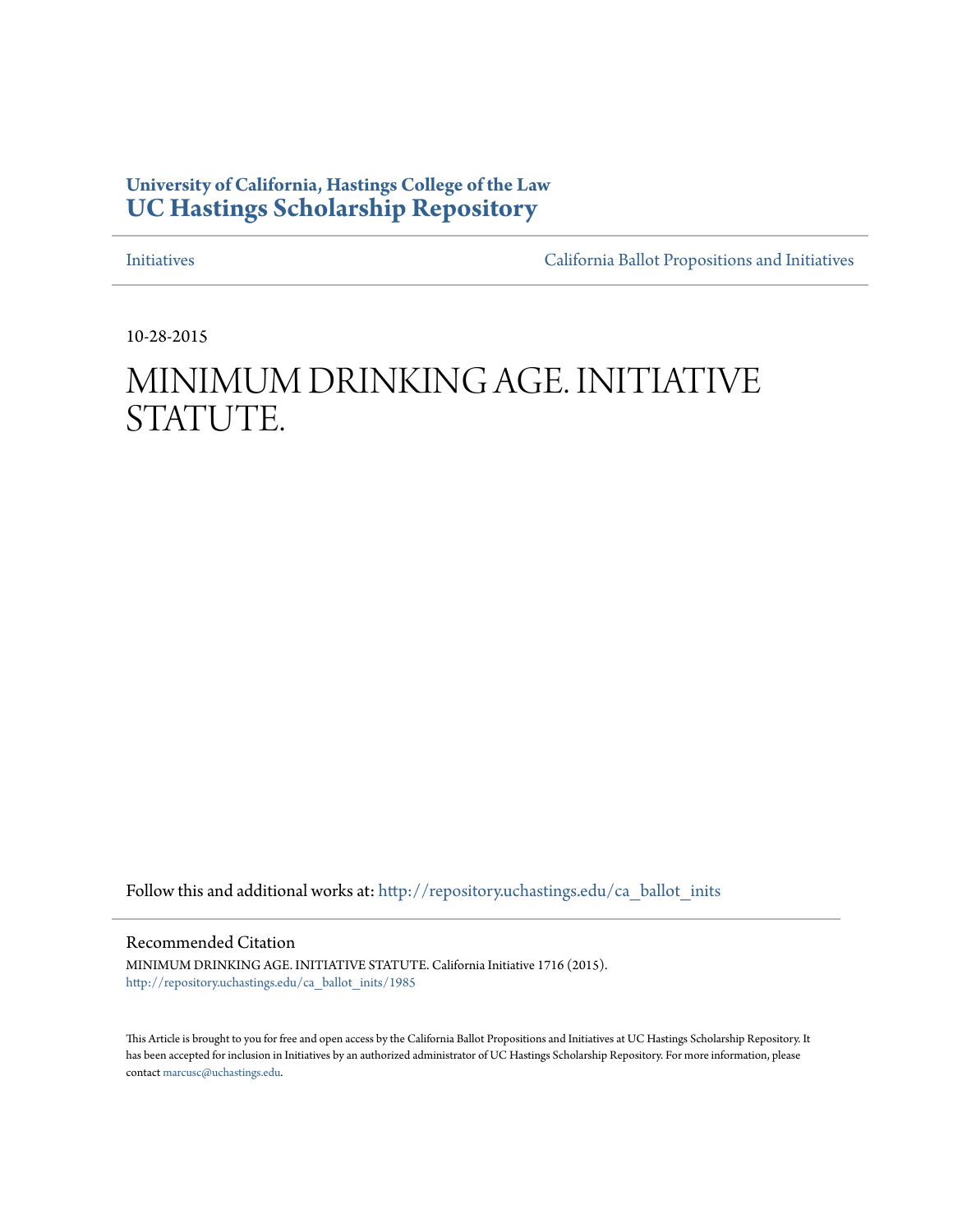**University of California, Hastings College of the Law**
**UC Hastings Scholarship Repository**

Initiatives | California Ballot Propositions and Initiatives

10-28-2015

# MINIMUM DRINKING AGE. INITIATIVE STATUTE.

Follow this and additional works at: http://repository.uchastings.edu/ca_ballot_inits

## Recommended Citation

MINIMUM DRINKING AGE. INITIATIVE STATUTE. California Initiative 1716 (2015).
http://repository.uchastings.edu/ca_ballot_inits/1985

This Article is brought to you for free and open access by the California Ballot Propositions and Initiatives at UC Hastings Scholarship Repository. It has been accepted for inclusion in Initiatives by an authorized administrator of UC Hastings Scholarship Repository. For more information, please contact marcusc@uchastings.edu.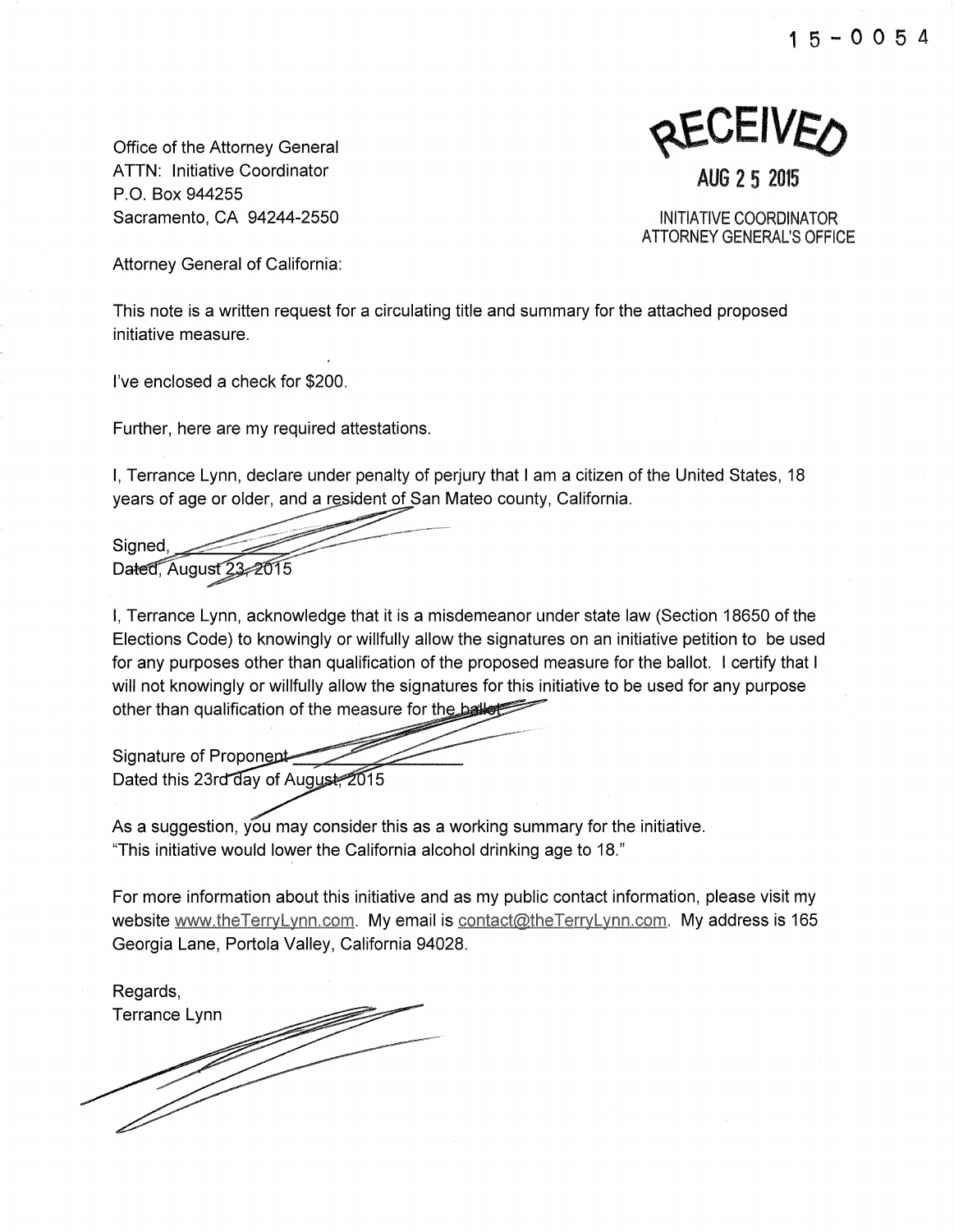15-0054

Office of the Attorney General
ATTN: Initiative Coordinator
P.O. Box 944255
Sacramento, CA 94244-2550

RECEIVED
AUG 25 2015
INITIATIVE COORDINATOR
ATTORNEY GENERAL'S OFFICE

Attorney General of California:

This note is a written request for a circulating title and summary for the attached proposed initiative measure.

I've enclosed a check for $200.

Further, here are my required attestations.

I, Terrance Lynn, declare under penalty of perjury that I am a citizen of the United States, 18 years of age or older, and a resident of San Mateo county, California.

Signed, ____________
Dated, August 23, 2015

I, Terrance Lynn, acknowledge that it is a misdemeanor under state law (Section 18650 of the Elections Code) to knowingly or willfully allow the signatures on an initiative petition to be used for any purposes other than qualification of the proposed measure for the ballot. I certify that I will not knowingly or willfully allow the signatures for this initiative to be used for any purpose other than qualification of the measure for the ballot.

Signature of Proponent ____________
Dated this 23rd day of August, 2015

As a suggestion, you may consider this as a working summary for the initiative.
"This initiative would lower the California alcohol drinking age to 18."

For more information about this initiative and as my public contact information, please visit my website www.theTerryLynn.com. My email is contact@theTerryLynn.com. My address is 165 Georgia Lane, Portola Valley, California 94028.

Regards,
Terrance Lynn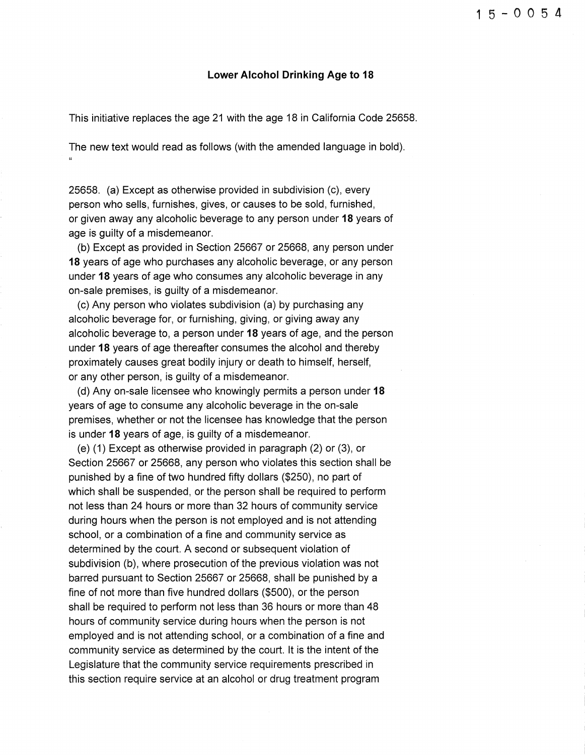15-0054

## Lower Alcohol Drinking Age to 18

This initiative replaces the age 21 with the age 18 in California Code 25658.

The new text would read as follows (with the amended language in bold).
"

25658. (a) Except as otherwise provided in subdivision (c), every person who sells, furnishes, gives, or causes to be sold, furnished, or given away any alcoholic beverage to any person under **18** years of age is guilty of a misdemeanor.

(b) Except as provided in Section 25667 or 25668, any person under **18** years of age who purchases any alcoholic beverage, or any person under **18** years of age who consumes any alcoholic beverage in any on-sale premises, is guilty of a misdemeanor.

(c) Any person who violates subdivision (a) by purchasing any alcoholic beverage for, or furnishing, giving, or giving away any alcoholic beverage to, a person under **18** years of age, and the person under **18** years of age thereafter consumes the alcohol and thereby proximately causes great bodily injury or death to himself, herself, or any other person, is guilty of a misdemeanor.

(d) Any on-sale licensee who knowingly permits a person under **18** years of age to consume any alcoholic beverage in the on-sale premises, whether or not the licensee has knowledge that the person is under **18** years of age, is guilty of a misdemeanor.

(e) (1) Except as otherwise provided in paragraph (2) or (3), or Section 25667 or 25668, any person who violates this section shall be punished by a fine of two hundred fifty dollars ($250), no part of which shall be suspended, or the person shall be required to perform not less than 24 hours or more than 32 hours of community service during hours when the person is not employed and is not attending school, or a combination of a fine and community service as determined by the court. A second or subsequent violation of subdivision (b), where prosecution of the previous violation was not barred pursuant to Section 25667 or 25668, shall be punished by a fine of not more than five hundred dollars ($500), or the person shall be required to perform not less than 36 hours or more than 48 hours of community service during hours when the person is not employed and is not attending school, or a combination of a fine and community service as determined by the court. It is the intent of the Legislature that the community service requirements prescribed in this section require service at an alcohol or drug treatment program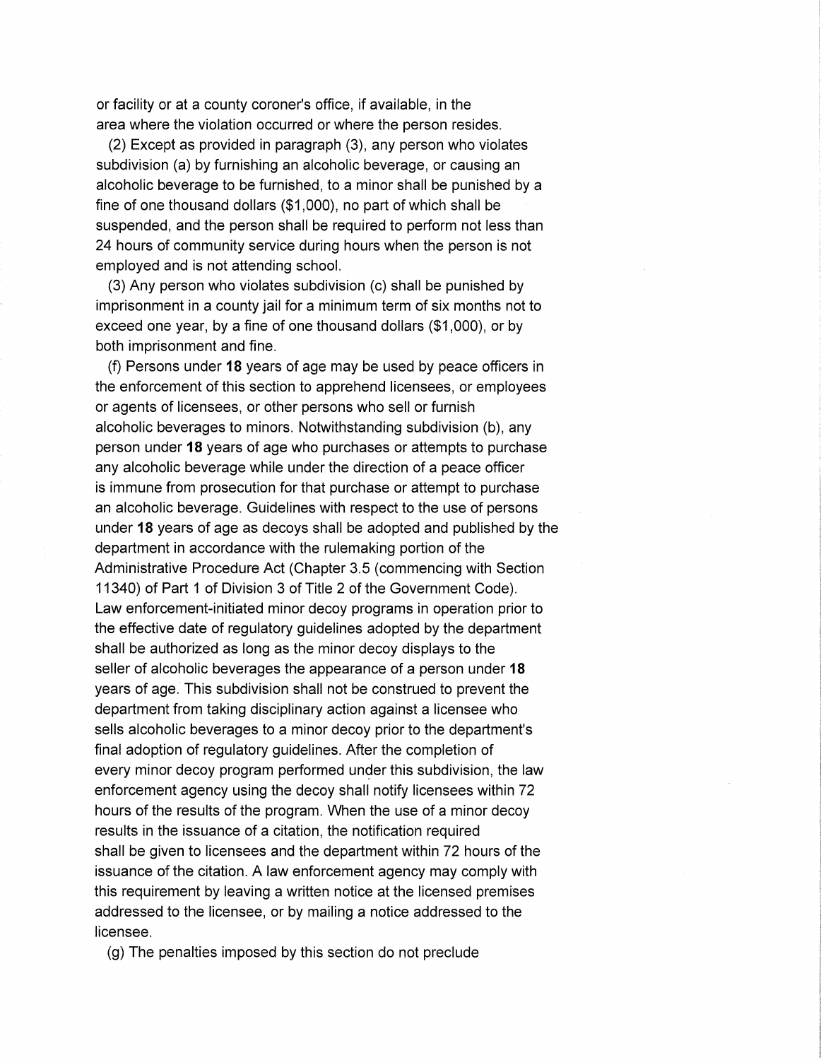or facility or at a county coroner's office, if available, in the area where the violation occurred or where the person resides.

(2) Except as provided in paragraph (3), any person who violates subdivision (a) by furnishing an alcoholic beverage, or causing an alcoholic beverage to be furnished, to a minor shall be punished by a fine of one thousand dollars ($1,000), no part of which shall be suspended, and the person shall be required to perform not less than 24 hours of community service during hours when the person is not employed and is not attending school.

(3) Any person who violates subdivision (c) shall be punished by imprisonment in a county jail for a minimum term of six months not to exceed one year, by a fine of one thousand dollars ($1,000), or by both imprisonment and fine.

(f) Persons under **18** years of age may be used by peace officers in the enforcement of this section to apprehend licensees, or employees or agents of licensees, or other persons who sell or furnish alcoholic beverages to minors. Notwithstanding subdivision (b), any person under **18** years of age who purchases or attempts to purchase any alcoholic beverage while under the direction of a peace officer is immune from prosecution for that purchase or attempt to purchase an alcoholic beverage. Guidelines with respect to the use of persons under **18** years of age as decoys shall be adopted and published by the department in accordance with the rulemaking portion of the Administrative Procedure Act (Chapter 3.5 (commencing with Section 11340) of Part 1 of Division 3 of Title 2 of the Government Code). Law enforcement-initiated minor decoy programs in operation prior to the effective date of regulatory guidelines adopted by the department shall be authorized as long as the minor decoy displays to the seller of alcoholic beverages the appearance of a person under **18** years of age. This subdivision shall not be construed to prevent the department from taking disciplinary action against a licensee who sells alcoholic beverages to a minor decoy prior to the department's final adoption of regulatory guidelines. After the completion of every minor decoy program performed under this subdivision, the law enforcement agency using the decoy shall notify licensees within 72 hours of the results of the program. When the use of a minor decoy results in the issuance of a citation, the notification required shall be given to licensees and the department within 72 hours of the issuance of the citation. A law enforcement agency may comply with this requirement by leaving a written notice at the licensed premises addressed to the licensee, or by mailing a notice addressed to the licensee.

(g) The penalties imposed by this section do not preclude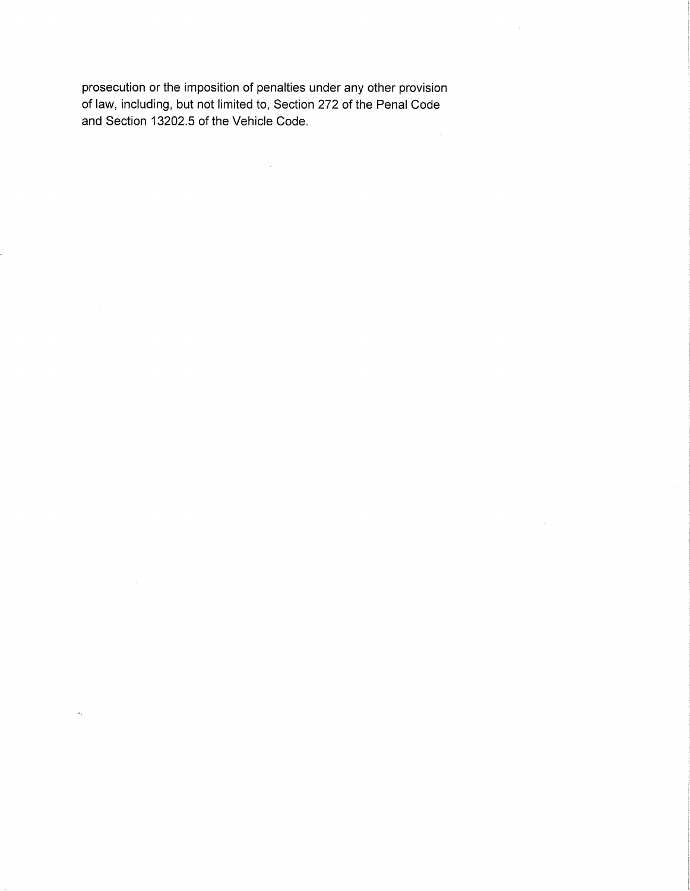prosecution or the imposition of penalties under any other provision of law, including, but not limited to, Section 272 of the Penal Code and Section 13202.5 of the Vehicle Code.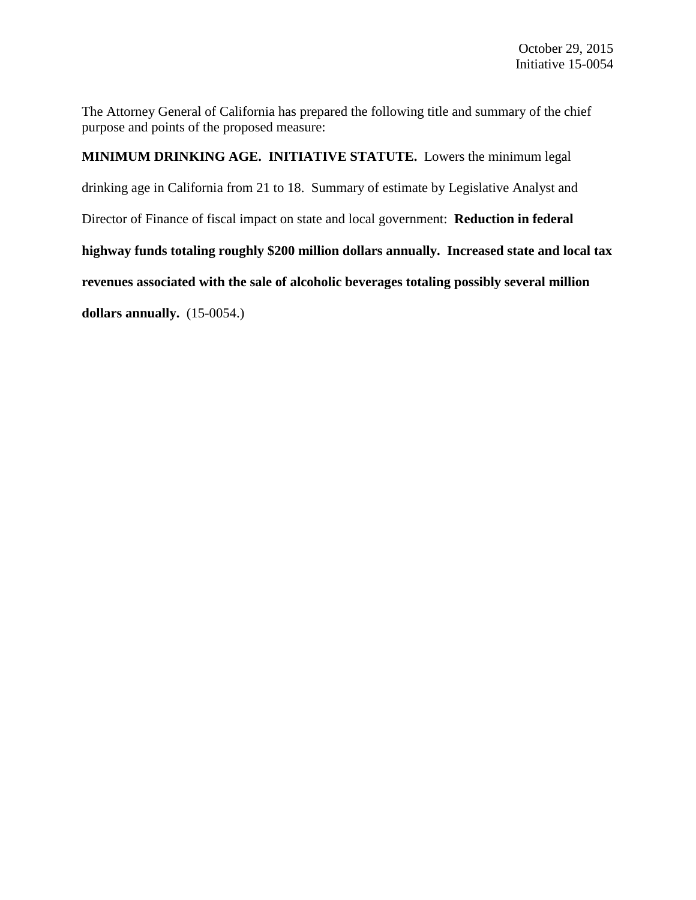October 29, 2015
Initiative 15-0054

The Attorney General of California has prepared the following title and summary of the chief purpose and points of the proposed measure:

**MINIMUM DRINKING AGE. INITIATIVE STATUTE.** Lowers the minimum legal drinking age in California from 21 to 18. Summary of estimate by Legislative Analyst and Director of Finance of fiscal impact on state and local government: **Reduction in federal highway funds totaling roughly $200 million dollars annually. Increased state and local tax revenues associated with the sale of alcoholic beverages totaling possibly several million dollars annually.** (15-0054.)